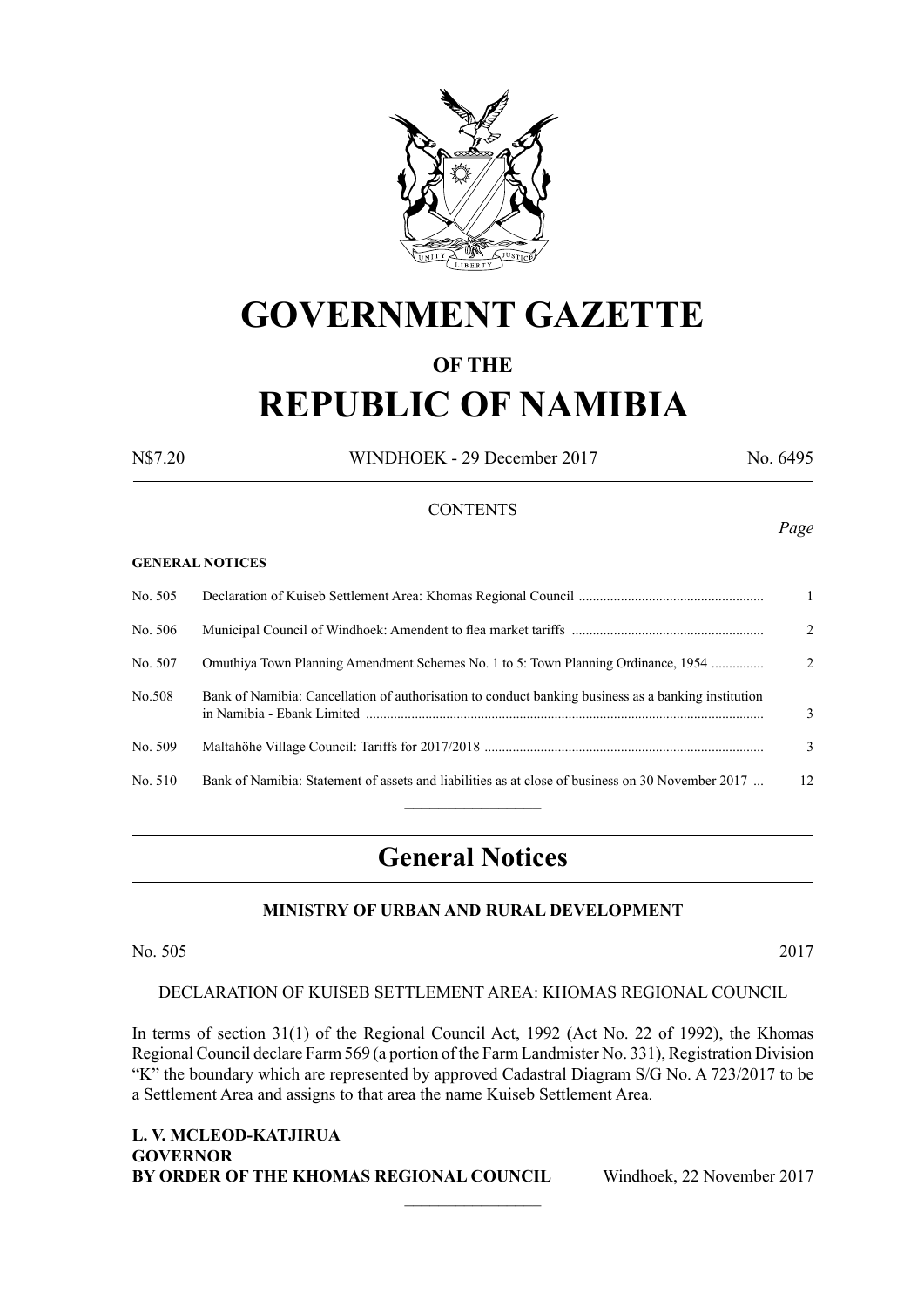# GOVERNMENT GAZETTE

## OF THE

# REPUBLIC OF NAMIBIA

N$7.20 WINDHOEK - 29 December 2017 No. 6495

CONTENTS

*Page*

**GENERAL NOTICES**

| | | |
|---|---|---|
| No. 505 | Declaration of Kuiseb Settlement Area: Khomas Regional Council | 1 |
| No. 506 | Municipal Council of Windhoek: Amendent to flea market tariffs | 2 |
| No. 507 | Omuthiya Town Planning Amendment Schemes No. 1 to 5: Town Planning Ordinance, 1954 | 2 |
| No.508 | Bank of Namibia: Cancellation of authorisation to conduct banking business as a banking institution in Namibia - Ebank Limited | 3 |
| No. 509 | Maltahöhe Village Council: Tariffs for 2017/2018 | 3 |
| No. 510 | Bank of Namibia: Statement of assets and liabilities as at close of business on 30 November 2017 | 12 |

## General Notices

### MINISTRY OF URBAN AND RURAL DEVELOPMENT

No. 505 2017

DECLARATION OF KUISEB SETTLEMENT AREA: KHOMAS REGIONAL COUNCIL

In terms of section 31(1) of the Regional Council Act, 1992 (Act No. 22 of 1992), the Khomas Regional Council declare Farm 569 (a portion of the Farm Landmister No. 331), Registration Division "K" the boundary which are represented by approved Cadastral Diagram S/G No. A 723/2017 to be a Settlement Area and assigns to that area the name Kuiseb Settlement Area.

**L. V. MCLEOD-KATJIRUA**
**GOVERNOR**
**BY ORDER OF THE KHOMAS REGIONAL COUNCIL** Windhoek, 22 November 2017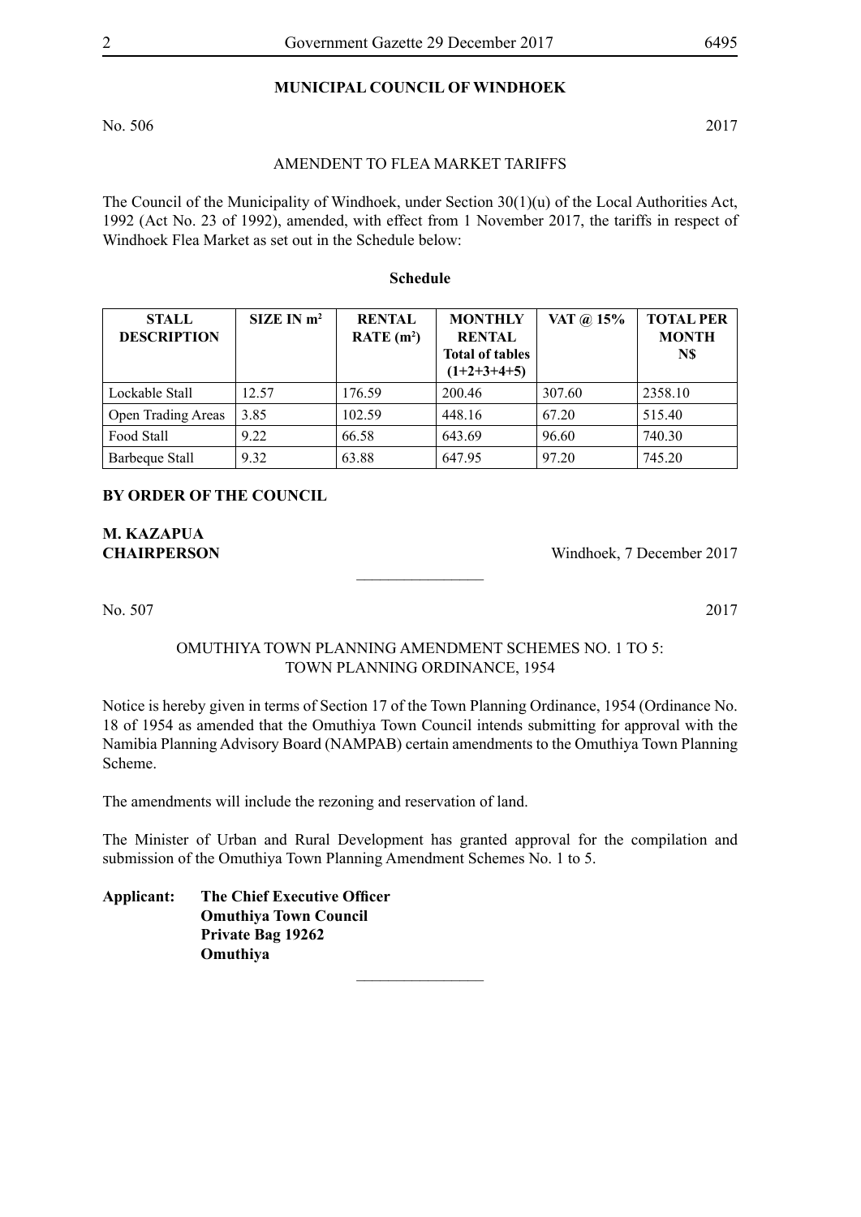## MUNICIPAL COUNCIL OF WINDHOEK

No. 506 2017

AMENDENT TO FLEA MARKET TARIFFS

The Council of the Municipality of Windhoek, under Section 30(1)(u) of the Local Authorities Act, 1992 (Act No. 23 of 1992), amended, with effect from 1 November 2017, the tariffs in respect of Windhoek Flea Market as set out in the Schedule below:

**Schedule**

| STALL DESCRIPTION | SIZE IN $m^2$ | RENTAL RATE ($m^2$) | MONTHLY RENTAL Total of tables (1+2+3+4+5) | VAT @ 15% | TOTAL PER MONTH N$ |
|---|---|---|---|---|---|
| Lockable Stall | 12.57 | 176.59 | 200.46 | 307.60 | 2358.10 |
| Open Trading Areas | 3.85 | 102.59 | 448.16 | 67.20 | 515.40 |
| Food Stall | 9.22 | 66.58 | 643.69 | 96.60 | 740.30 |
| Barbeque Stall | 9.32 | 63.88 | 647.95 | 97.20 | 745.20 |

**BY ORDER OF THE COUNCIL**

**M. KAZAPUA**
**CHAIRPERSON** Windhoek, 7 December 2017

---

No. 507 2017

OMUTHIYA TOWN PLANNING AMENDMENT SCHEMES NO. 1 TO 5:
TOWN PLANNING ORDINANCE, 1954

Notice is hereby given in terms of Section 17 of the Town Planning Ordinance, 1954 (Ordinance No. 18 of 1954 as amended that the Omuthiya Town Council intends submitting for approval with the Namibia Planning Advisory Board (NAMPAB) certain amendments to the Omuthiya Town Planning Scheme.

The amendments will include the rezoning and reservation of land.

The Minister of Urban and Rural Development has granted approval for the compilation and submission of the Omuthiya Town Planning Amendment Schemes No. 1 to 5.

**Applicant: The Chief Executive Officer**
**Omuthiya Town Council**
**Private Bag 19262**
**Omuthiya**

---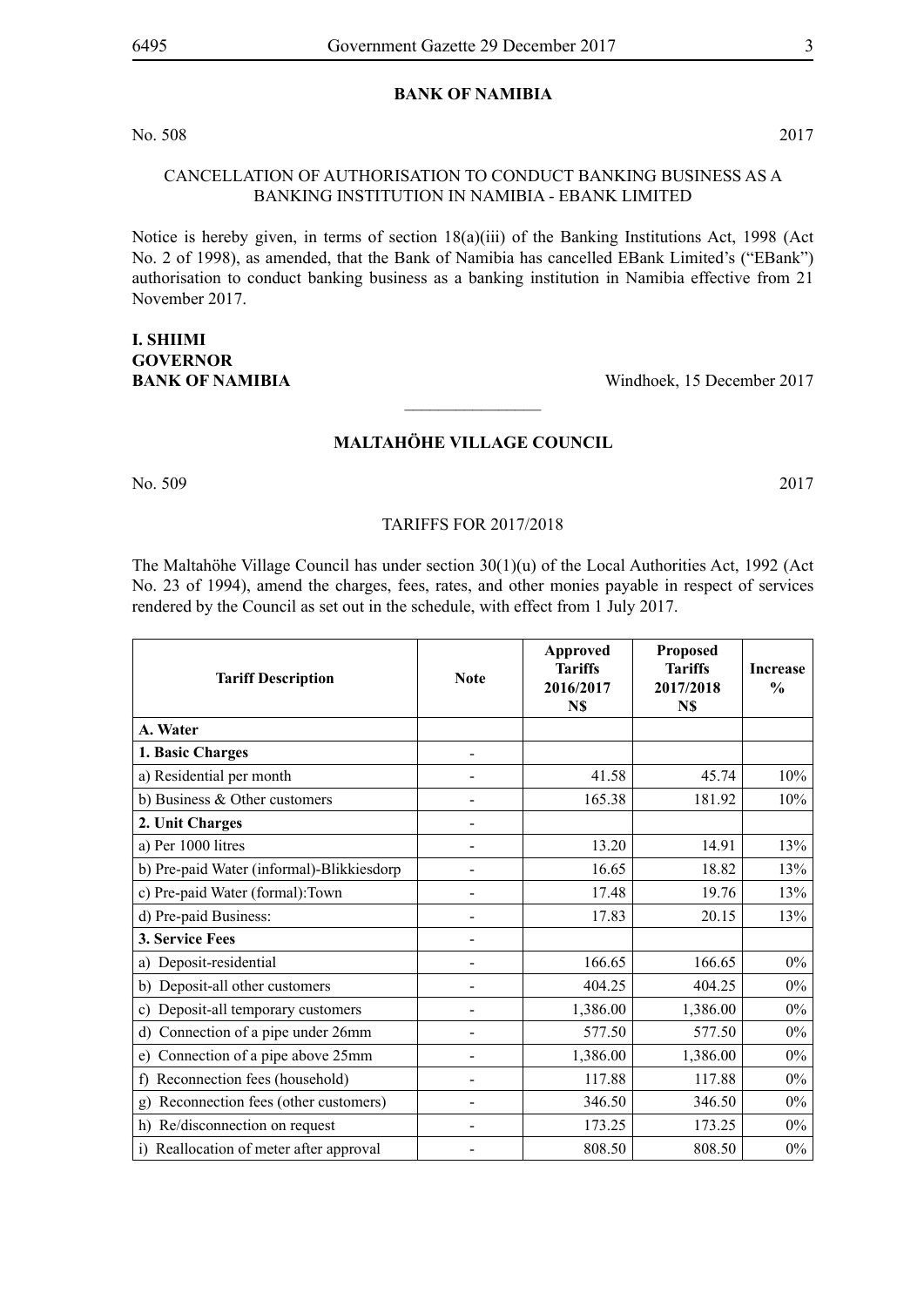## BANK OF NAMIBIA

No. 508 2017

CANCELLATION OF AUTHORISATION TO CONDUCT BANKING BUSINESS AS A BANKING INSTITUTION IN NAMIBIA - EBANK LIMITED

Notice is hereby given, in terms of section 18(a)(iii) of the Banking Institutions Act, 1998 (Act No. 2 of 1998), as amended, that the Bank of Namibia has cancelled EBank Limited's ("EBank") authorisation to conduct banking business as a banking institution in Namibia effective from 21 November 2017.

**I. SHIIMI**
**GOVERNOR**
**BANK OF NAMIBIA** Windhoek, 15 December 2017

---

## MALTAHÖHE VILLAGE COUNCIL

No. 509 2017

TARIFFS FOR 2017/2018

The Maltahöhe Village Council has under section 30(1)(u) of the Local Authorities Act, 1992 (Act No. 23 of 1994), amend the charges, fees, rates, and other monies payable in respect of services rendered by the Council as set out in the schedule, with effect from 1 July 2017.

| Tariff Description | Note | Approved Tariffs 2016/2017 N$ | Proposed Tariffs 2017/2018 N$ | Increase % |
|---|---|---|---|---|
| **A. Water** | | | | |
| **1. Basic Charges** | - | | | |
| a) Residential per month | - | 41.58 | 45.74 | 10% |
| b) Business & Other customers | - | 165.38 | 181.92 | 10% |
| **2. Unit Charges** | - | | | |
| a) Per 1000 litres | - | 13.20 | 14.91 | 13% |
| b) Pre-paid Water (informal)-Blikkiesdorp | - | 16.65 | 18.82 | 13% |
| c) Pre-paid Water (formal):Town | - | 17.48 | 19.76 | 13% |
| d) Pre-paid Business: | - | 17.83 | 20.15 | 13% |
| **3. Service Fees** | - | | | |
| a) Deposit-residential | - | 166.65 | 166.65 | 0% |
| b) Deposit-all other customers | - | 404.25 | 404.25 | 0% |
| c) Deposit-all temporary customers | - | 1,386.00 | 1,386.00 | 0% |
| d) Connection of a pipe under 26mm | - | 577.50 | 577.50 | 0% |
| e) Connection of a pipe above 25mm | - | 1,386.00 | 1,386.00 | 0% |
| f) Reconnection fees (household) | - | 117.88 | 117.88 | 0% |
| g) Reconnection fees (other customers) | - | 346.50 | 346.50 | 0% |
| h) Re/disconnection on request | - | 173.25 | 173.25 | 0% |
| i) Reallocation of meter after approval | - | 808.50 | 808.50 | 0% |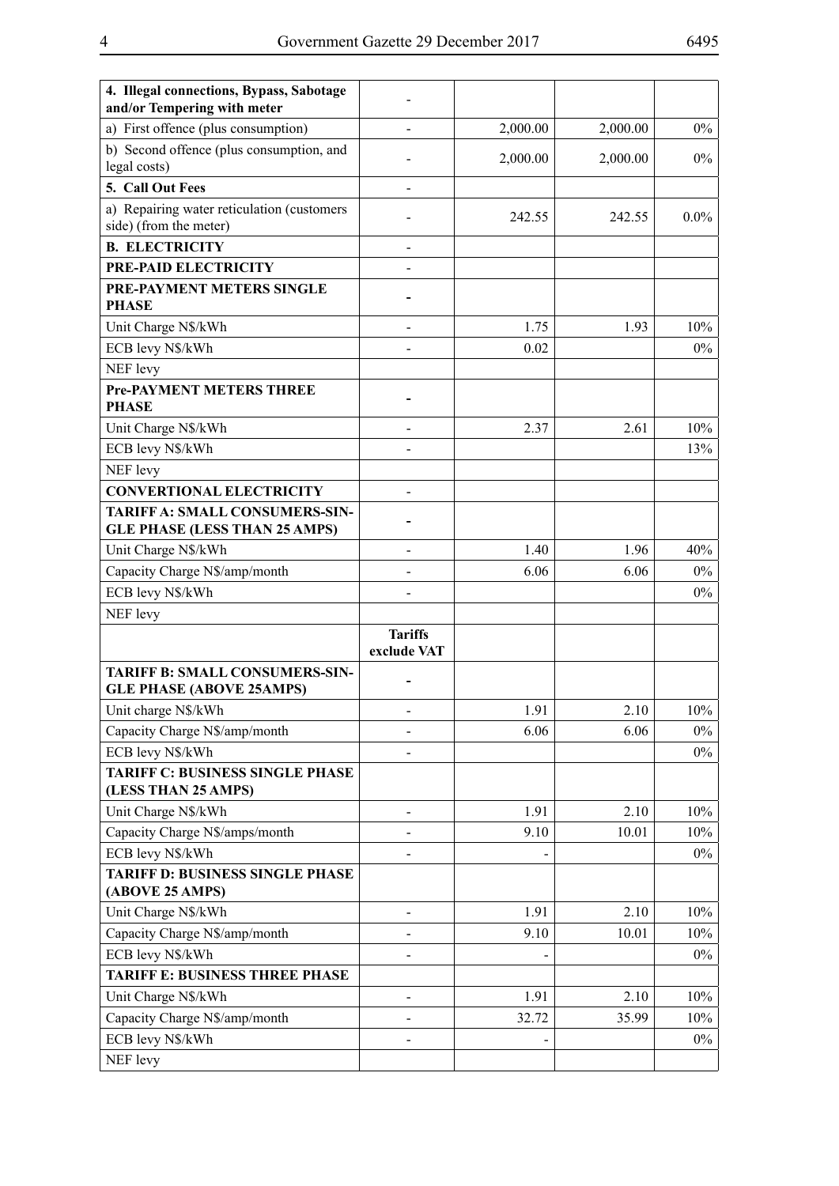| | | | | |
|---|---|---|---|---|
| **4. Illegal connections, Bypass, Sabotage and/or Tempering with meter** | - | | | |
| a) First offence (plus consumption) | - | 2,000.00 | 2,000.00 | 0% |
| b) Second offence (plus consumption, and legal costs) | - | 2,000.00 | 2,000.00 | 0% |
| **5. Call Out Fees** | - | | | |
| a) Repairing water reticulation (customers side) (from the meter) | - | 242.55 | 242.55 | 0.0% |
| **B. ELECTRICITY** | - | | | |
| **PRE-PAID ELECTRICITY** | - | | | |
| **PRE-PAYMENT METERS SINGLE PHASE** | - | | | |
| Unit Charge N$/kWh | - | 1.75 | 1.93 | 10% |
| ECB levy N$/kWh | - | 0.02 | | 0% |
| NEF levy | | | | |
| **Pre-PAYMENT METERS THREE PHASE** | - | | | |
| Unit Charge N$/kWh | - | 2.37 | 2.61 | 10% |
| ECB levy N$/kWh | - | | | 13% |
| NEF levy | | | | |
| **CONVERTIONAL ELECTRICITY** | - | | | |
| **TARIFF A: SMALL CONSUMERS-SINGLE PHASE (LESS THAN 25 AMPS)** | - | | | |
| Unit Charge N$/kWh | - | 1.40 | 1.96 | 40% |
| Capacity Charge N$/amp/month | - | 6.06 | 6.06 | 0% |
| ECB levy N$/kWh | - | | | 0% |
| NEF levy | | | | |
| | **Tariffs exclude VAT** | | | |
| **TARIFF B: SMALL CONSUMERS-SINGLE PHASE (ABOVE 25AMPS)** | - | | | |
| Unit charge N$/kWh | - | 1.91 | 2.10 | 10% |
| Capacity Charge N$/amp/month | - | 6.06 | 6.06 | 0% |
| ECB levy N$/kWh | - | | | 0% |
| **TARIFF C: BUSINESS SINGLE PHASE (LESS THAN 25 AMPS)** | | | | |
| Unit Charge N$/kWh | - | 1.91 | 2.10 | 10% |
| Capacity Charge N$/amps/month | - | 9.10 | 10.01 | 10% |
| ECB levy N$/kWh | - | - | | 0% |
| **TARIFF D: BUSINESS SINGLE PHASE (ABOVE 25 AMPS)** | | | | |
| Unit Charge N$/kWh | - | 1.91 | 2.10 | 10% |
| Capacity Charge N$/amp/month | - | 9.10 | 10.01 | 10% |
| ECB levy N$/kWh | - | - | | 0% |
| **TARIFF E: BUSINESS THREE PHASE** | | | | |
| Unit Charge N$/kWh | - | 1.91 | 2.10 | 10% |
| Capacity Charge N$/amp/month | - | 32.72 | 35.99 | 10% |
| ECB levy N$/kWh | - | - | | 0% |
| NEF levy | | | | |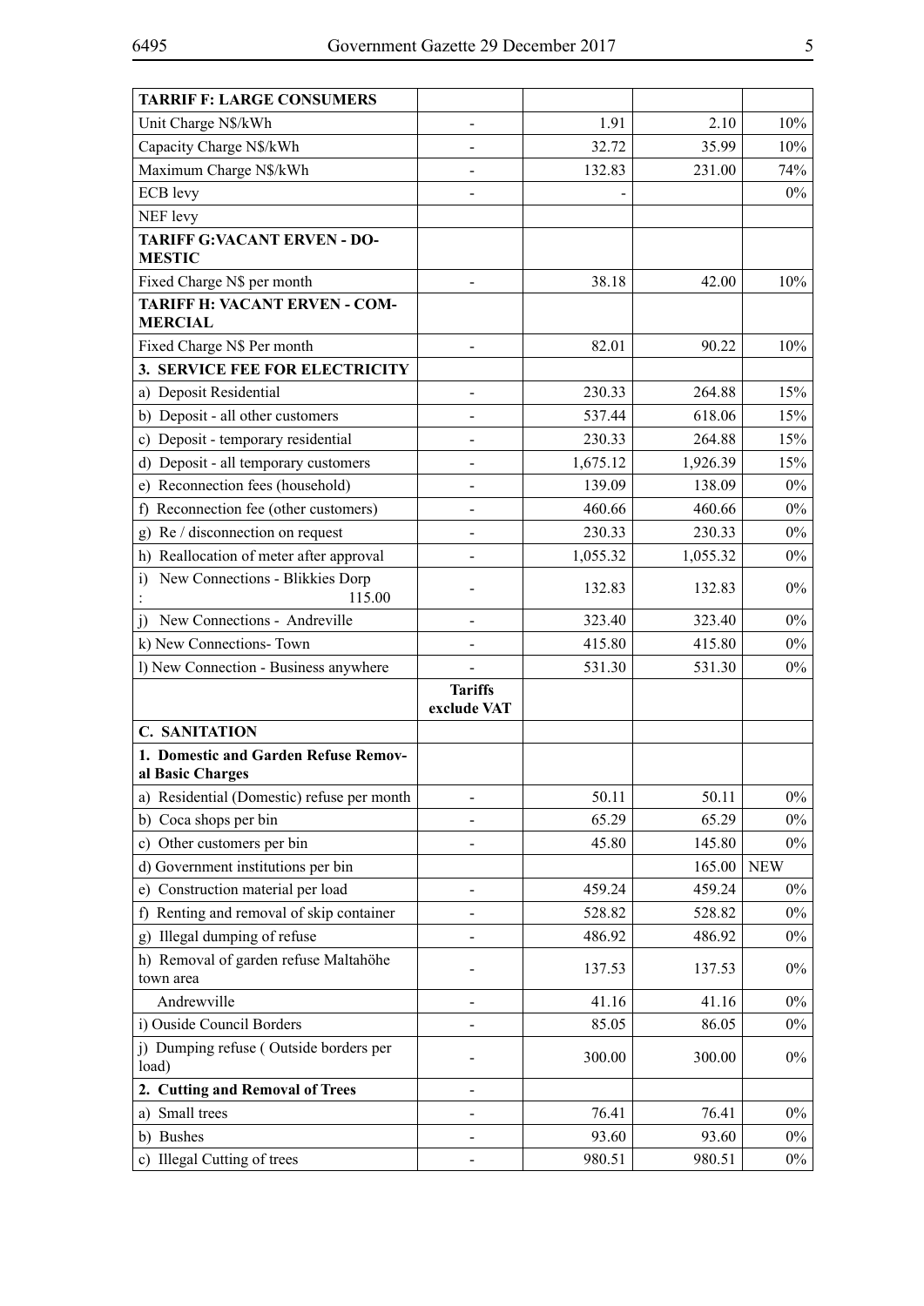| TARRIF F: LARGE CONSUMERS | | | | |
|---|---|---|---|---|
| Unit Charge N$/kWh | - | 1.91 | 2.10 | 10% |
| Capacity Charge N$/kWh | - | 32.72 | 35.99 | 10% |
| Maximum Charge N$/kWh | - | 132.83 | 231.00 | 74% |
| ECB levy | - | - | | 0% |
| NEF levy | | | | |
| **TARIFF G:VACANT ERVEN - DOMESTIC** | | | | |
| Fixed Charge N$ per month | - | 38.18 | 42.00 | 10% |
| **TARIFF H: VACANT ERVEN - COMMERCIAL** | | | | |
| Fixed Charge N$ Per month | - | 82.01 | 90.22 | 10% |
| **3. SERVICE FEE FOR ELECTRICITY** | | | | |
| a) Deposit Residential | - | 230.33 | 264.88 | 15% |
| b) Deposit - all other customers | - | 537.44 | 618.06 | 15% |
| c) Deposit - temporary residential | - | 230.33 | 264.88 | 15% |
| d) Deposit - all temporary customers | - | 1,675.12 | 1,926.39 | 15% |
| e) Reconnection fees (household) | - | 139.09 | 138.09 | 0% |
| f) Reconnection fee (other customers) | - | 460.66 | 460.66 | 0% |
| g) Re / disconnection on request | - | 230.33 | 230.33 | 0% |
| h) Reallocation of meter after approval | - | 1,055.32 | 1,055.32 | 0% |
| i) New Connections - Blikkies Dorp : 115.00 | - | 132.83 | 132.83 | 0% |
| j) New Connections - Andreville | - | 323.40 | 323.40 | 0% |
| k) New Connections- Town | - | 415.80 | 415.80 | 0% |
| l) New Connection - Business anywhere | - | 531.30 | 531.30 | 0% |
| | **Tariffs exclude VAT** | | | |
| **C. SANITATION** | | | | |
| **1. Domestic and Garden Refuse Removal Basic Charges** | | | | |
| a) Residential (Domestic) refuse per month | - | 50.11 | 50.11 | 0% |
| b) Coca shops per bin | - | 65.29 | 65.29 | 0% |
| c) Other customers per bin | - | 45.80 | 145.80 | 0% |
| d) Government institutions per bin | | | 165.00 | NEW |
| e) Construction material per load | - | 459.24 | 459.24 | 0% |
| f) Renting and removal of skip container | - | 528.82 | 528.82 | 0% |
| g) Illegal dumping of refuse | - | 486.92 | 486.92 | 0% |
| h) Removal of garden refuse Maltahöhe town area | - | 137.53 | 137.53 | 0% |
| Andrewville | - | 41.16 | 41.16 | 0% |
| i) Ouside Council Borders | - | 85.05 | 86.05 | 0% |
| j) Dumping refuse ( Outside borders per load) | - | 300.00 | 300.00 | 0% |
| **2. Cutting and Removal of Trees** | - | | | |
| a) Small trees | - | 76.41 | 76.41 | 0% |
| b) Bushes | - | 93.60 | 93.60 | 0% |
| c) Illegal Cutting of trees | - | 980.51 | 980.51 | 0% |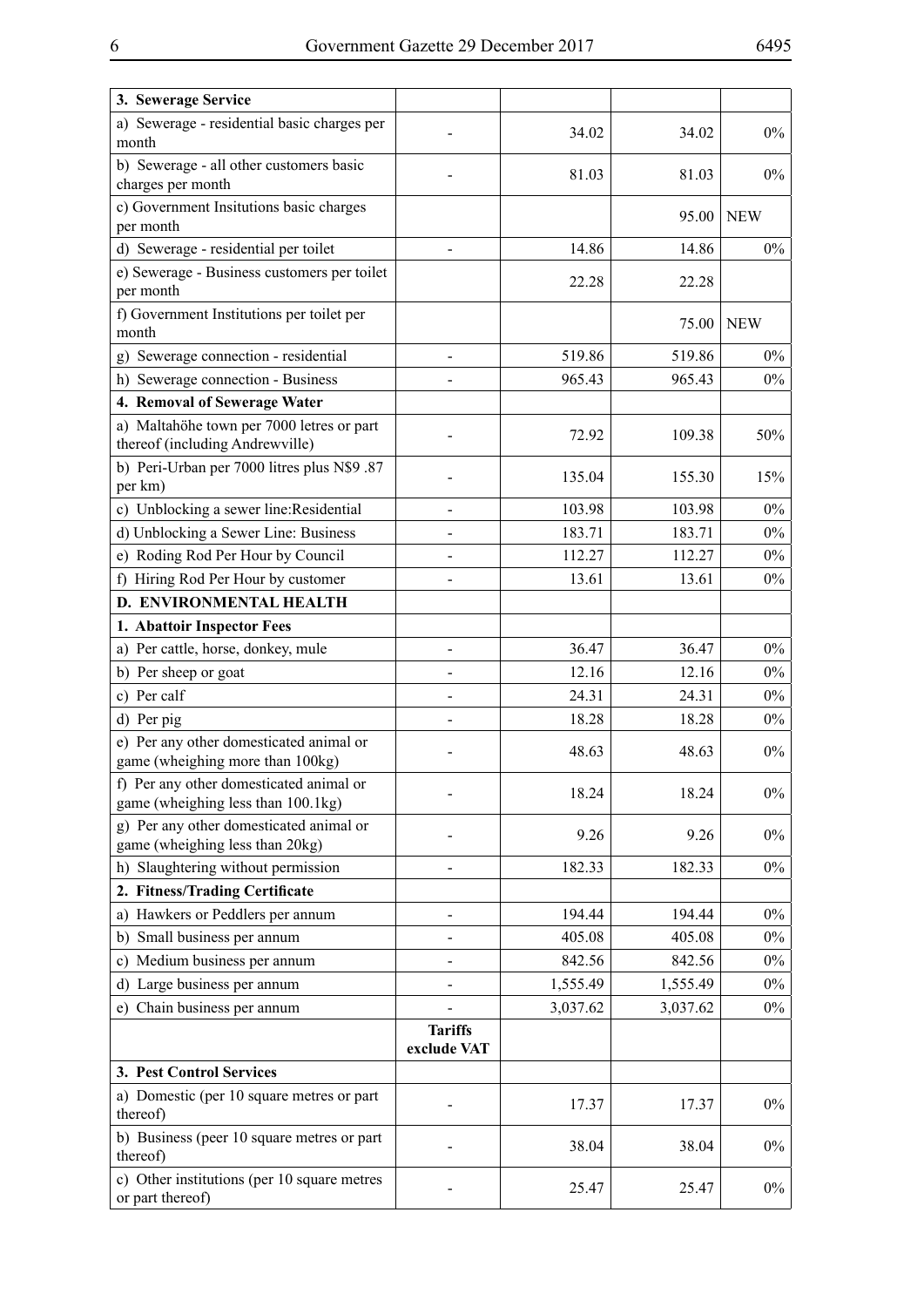| 3. Sewerage Service | | | | |
|---|---|---|---|---|
| a) Sewerage - residential basic charges per month | - | 34.02 | 34.02 | 0% |
| b) Sewerage - all other customers basic charges per month | - | 81.03 | 81.03 | 0% |
| c) Government Insitutions basic charges per month | | | 95.00 | NEW |
| d) Sewerage - residential per toilet | - | 14.86 | 14.86 | 0% |
| e) Sewerage - Business customers per toilet per month | | 22.28 | 22.28 | |
| f) Government Institutions per toilet per month | | | 75.00 | NEW |
| g) Sewerage connection - residential | - | 519.86 | 519.86 | 0% |
| h) Sewerage connection - Business | - | 965.43 | 965.43 | 0% |
| **4. Removal of Sewerage Water** | | | | |
| a) Maltahöhe town per 7000 letres or part thereof (including Andrewville) | - | 72.92 | 109.38 | 50% |
| b) Peri-Urban per 7000 litres plus N$9 .87 per km) | - | 135.04 | 155.30 | 15% |
| c) Unblocking a sewer line:Residential | - | 103.98 | 103.98 | 0% |
| d) Unblocking a Sewer Line: Business | - | 183.71 | 183.71 | 0% |
| e) Roding Rod Per Hour by Council | - | 112.27 | 112.27 | 0% |
| f) Hiring Rod Per Hour by customer | - | 13.61 | 13.61 | 0% |
| **D. ENVIRONMENTAL HEALTH** | | | | |
| **1. Abattoir Inspector Fees** | | | | |
| a) Per cattle, horse, donkey, mule | - | 36.47 | 36.47 | 0% |
| b) Per sheep or goat | - | 12.16 | 12.16 | 0% |
| c) Per calf | - | 24.31 | 24.31 | 0% |
| d) Per pig | - | 18.28 | 18.28 | 0% |
| e) Per any other domesticated animal or game (wheighing more than 100kg) | - | 48.63 | 48.63 | 0% |
| f) Per any other domesticated animal or game (wheighing less than 100.1kg) | - | 18.24 | 18.24 | 0% |
| g) Per any other domesticated animal or game (wheighing less than 20kg) | - | 9.26 | 9.26 | 0% |
| h) Slaughtering without permission | - | 182.33 | 182.33 | 0% |
| **2. Fitness/Trading Certificate** | | | | |
| a) Hawkers or Peddlers per annum | - | 194.44 | 194.44 | 0% |
| b) Small business per annum | - | 405.08 | 405.08 | 0% |
| c) Medium business per annum | - | 842.56 | 842.56 | 0% |
| d) Large business per annum | - | 1,555.49 | 1,555.49 | 0% |
| e) Chain business per annum | - | 3,037.62 | 3,037.62 | 0% |
| | **Tariffs exclude VAT** | | | |
| **3. Pest Control Services** | | | | |
| a) Domestic (per 10 square metres or part thereof) | - | 17.37 | 17.37 | 0% |
| b) Business (peer 10 square metres or part thereof) | - | 38.04 | 38.04 | 0% |
| c) Other institutions (per 10 square metres or part thereof) | - | 25.47 | 25.47 | 0% |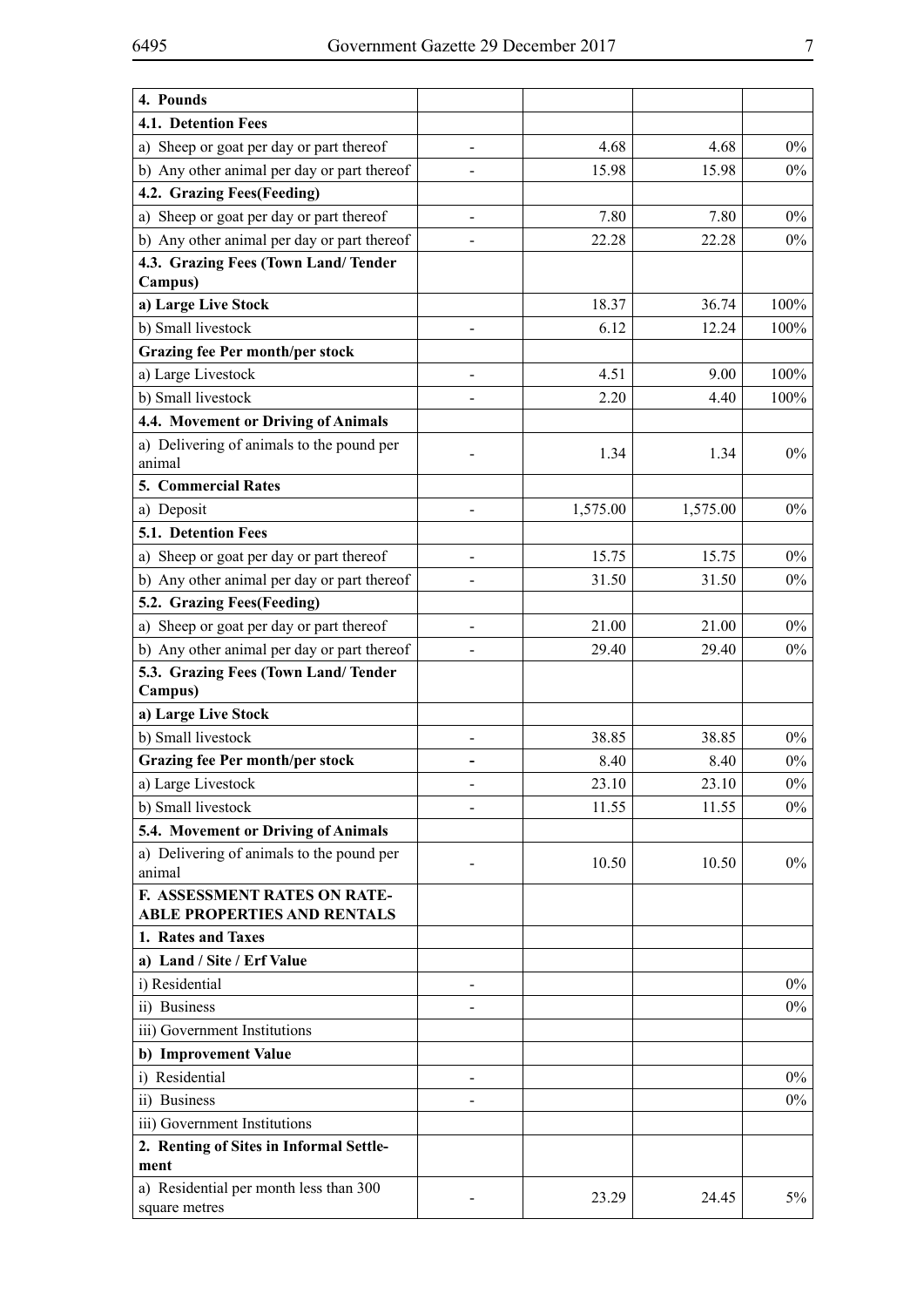| 4. Pounds | | | | |
|---|---|---|---|---|
| **4.1. Detention Fees** | | | | |
| a) Sheep or goat per day or part thereof | - | 4.68 | 4.68 | 0% |
| b) Any other animal per day or part thereof | - | 15.98 | 15.98 | 0% |
| **4.2. Grazing Fees(Feeding)** | | | | |
| a) Sheep or goat per day or part thereof | - | 7.80 | 7.80 | 0% |
| b) Any other animal per day or part thereof | - | 22.28 | 22.28 | 0% |
| **4.3. Grazing Fees (Town Land/ Tender Campus)** | | | | |
| **a) Large Live Stock** | | 18.37 | 36.74 | 100% |
| b) Small livestock | - | 6.12 | 12.24 | 100% |
| **Grazing fee Per month/per stock** | | | | |
| a) Large Livestock | - | 4.51 | 9.00 | 100% |
| b) Small livestock | - | 2.20 | 4.40 | 100% |
| **4.4. Movement or Driving of Animals** | | | | |
| a) Delivering of animals to the pound per animal | - | 1.34 | 1.34 | 0% |
| **5. Commercial Rates** | | | | |
| a) Deposit | - | 1,575.00 | 1,575.00 | 0% |
| **5.1. Detention Fees** | | | | |
| a) Sheep or goat per day or part thereof | - | 15.75 | 15.75 | 0% |
| b) Any other animal per day or part thereof | - | 31.50 | 31.50 | 0% |
| **5.2. Grazing Fees(Feeding)** | | | | |
| a) Sheep or goat per day or part thereof | - | 21.00 | 21.00 | 0% |
| b) Any other animal per day or part thereof | - | 29.40 | 29.40 | 0% |
| **5.3. Grazing Fees (Town Land/ Tender Campus)** | | | | |
| **a) Large Live Stock** | | | | |
| b) Small livestock | - | 38.85 | 38.85 | 0% |
| **Grazing fee Per month/per stock** | **-** | 8.40 | 8.40 | 0% |
| a) Large Livestock | - | 23.10 | 23.10 | 0% |
| b) Small livestock | - | 11.55 | 11.55 | 0% |
| **5.4. Movement or Driving of Animals** | | | | |
| a) Delivering of animals to the pound per animal | - | 10.50 | 10.50 | 0% |
| **F. ASSESSMENT RATES ON RATE-ABLE PROPERTIES AND RENTALS** | | | | |
| **1. Rates and Taxes** | | | | |
| **a) Land / Site / Erf Value** | | | | |
| i) Residential | - | | | 0% |
| ii) Business | - | | | 0% |
| iii) Government Institutions | | | | |
| **b) Improvement Value** | | | | |
| i) Residential | - | | | 0% |
| ii) Business | - | | | 0% |
| iii) Government Institutions | | | | |
| **2. Renting of Sites in Informal Settle-ment** | | | | |
| a) Residential per month less than 300 square metres | - | 23.29 | 24.45 | 5% |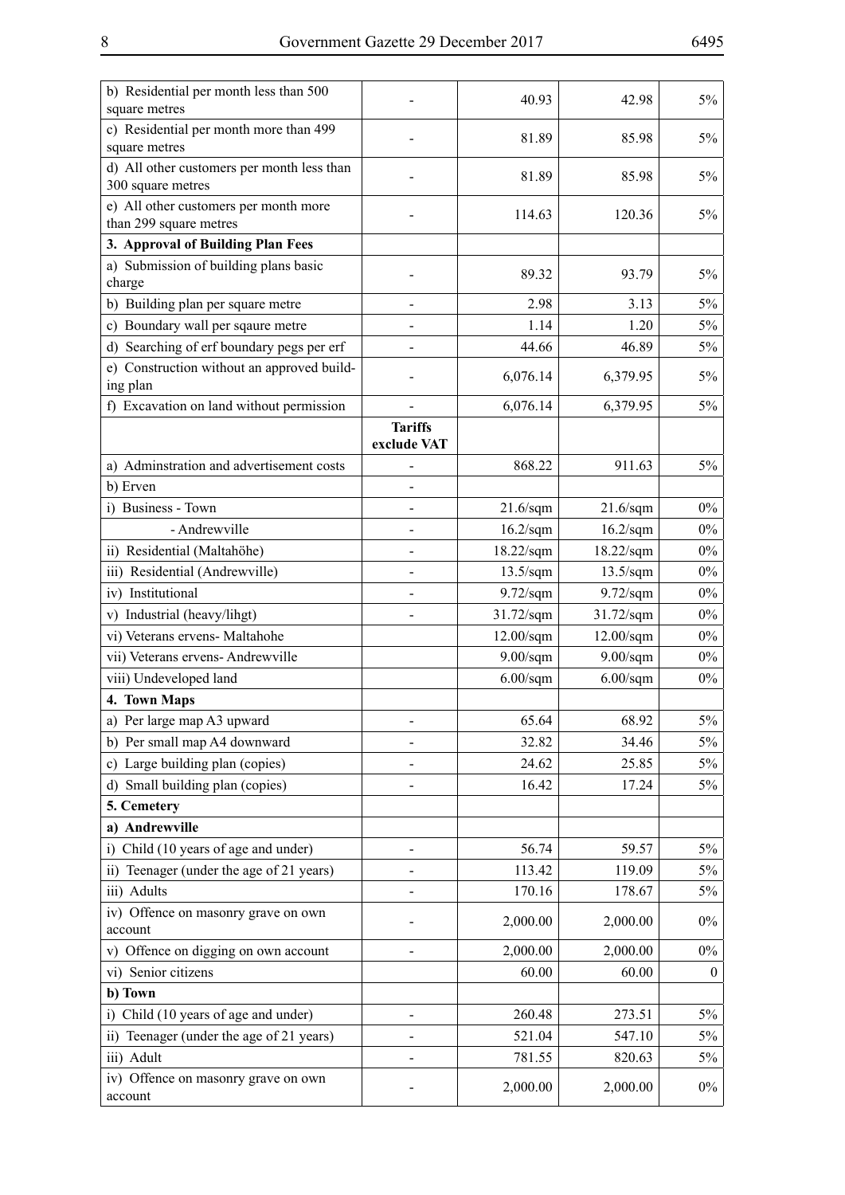| | | | | |
|---|---|---|---|---|
| b) Residential per month less than 500 square metres | - | 40.93 | 42.98 | 5% |
| c) Residential per month more than 499 square metres | - | 81.89 | 85.98 | 5% |
| d) All other customers per month less than 300 square metres | - | 81.89 | 85.98 | 5% |
| e) All other customers per month more than 299 square metres | - | 114.63 | 120.36 | 5% |
| **3. Approval of Building Plan Fees** | | | | |
| a) Submission of building plans basic charge | - | 89.32 | 93.79 | 5% |
| b) Building plan per square metre | - | 2.98 | 3.13 | 5% |
| c) Boundary wall per sqaure metre | - | 1.14 | 1.20 | 5% |
| d) Searching of erf boundary pegs per erf | - | 44.66 | 46.89 | 5% |
| e) Construction without an approved building plan | - | 6,076.14 | 6,379.95 | 5% |
| f) Excavation on land without permission | - | 6,076.14 | 6,379.95 | 5% |
| | **Tariffs exclude VAT** | | | |
| a) Adminstration and advertisement costs | - | 868.22 | 911.63 | 5% |
| b) Erven | - | | | |
| i) Business - Town | - | 21.6/sqm | 21.6/sqm | 0% |
| - Andrewville | - | 16.2/sqm | 16.2/sqm | 0% |
| ii) Residential (Maltahöhe) | - | 18.22/sqm | 18.22/sqm | 0% |
| iii) Residential (Andrewville) | - | 13.5/sqm | 13.5/sqm | 0% |
| iv) Institutional | - | 9.72/sqm | 9.72/sqm | 0% |
| v) Industrial (heavy/lihgt) | - | 31.72/sqm | 31.72/sqm | 0% |
| vi) Veterans ervens- Maltahohe | | 12.00/sqm | 12.00/sqm | 0% |
| vii) Veterans ervens- Andrewville | | 9.00/sqm | 9.00/sqm | 0% |
| viii) Undeveloped land | | 6.00/sqm | 6.00/sqm | 0% |
| **4. Town Maps** | | | | |
| a) Per large map A3 upward | - | 65.64 | 68.92 | 5% |
| b) Per small map A4 downward | - | 32.82 | 34.46 | 5% |
| c) Large building plan (copies) | - | 24.62 | 25.85 | 5% |
| d) Small building plan (copies) | - | 16.42 | 17.24 | 5% |
| **5. Cemetery** | | | | |
| **a) Andrewville** | | | | |
| i) Child (10 years of age and under) | - | 56.74 | 59.57 | 5% |
| ii) Teenager (under the age of 21 years) | - | 113.42 | 119.09 | 5% |
| iii) Adults | - | 170.16 | 178.67 | 5% |
| iv) Offence on masonry grave on own account | - | 2,000.00 | 2,000.00 | 0% |
| v) Offence on digging on own account | - | 2,000.00 | 2,000.00 | 0% |
| vi) Senior citizens | | 60.00 | 60.00 | 0 |
| **b) Town** | | | | |
| i) Child (10 years of age and under) | - | 260.48 | 273.51 | 5% |
| ii) Teenager (under the age of 21 years) | - | 521.04 | 547.10 | 5% |
| iii) Adult | - | 781.55 | 820.63 | 5% |
| iv) Offence on masonry grave on own account | - | 2,000.00 | 2,000.00 | 0% |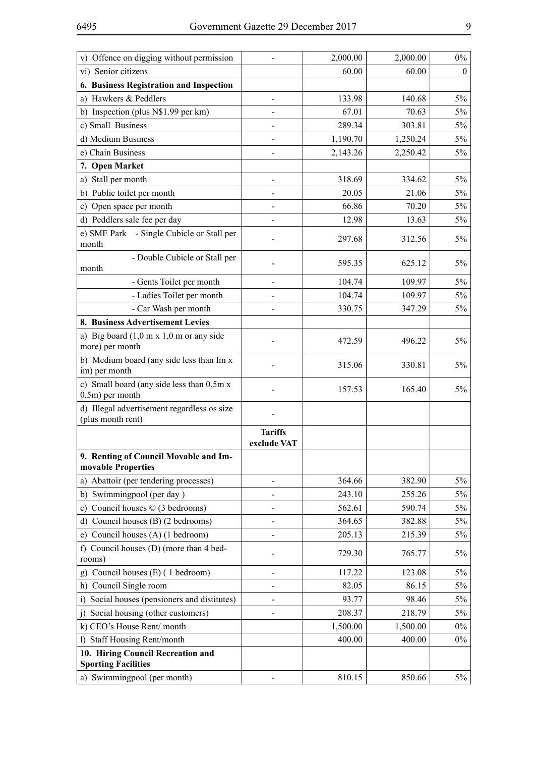| | | | | |
|---|---|---|---|---|
| v) Offence on digging without permission | - | 2,000.00 | 2,000.00 | 0% |
| vi) Senior citizens | | 60.00 | 60.00 | 0 |
| **6. Business Registration and Inspection** | | | | |
| a) Hawkers & Peddlers | - | 133.98 | 140.68 | 5% |
| b) Inspection (plus N$1.99 per km) | - | 67.01 | 70.63 | 5% |
| c) Small Business | - | 289.34 | 303.81 | 5% |
| d) Medium Business | - | 1,190.70 | 1,250.24 | 5% |
| e) Chain Business | - | 2,143.26 | 2,250.42 | 5% |
| **7. Open Market** | | | | |
| a) Stall per month | - | 318.69 | 334.62 | 5% |
| b) Public toilet per month | - | 20.05 | 21.06 | 5% |
| c) Open space per month | - | 66.86 | 70.20 | 5% |
| d) Peddlers sale fee per day | - | 12.98 | 13.63 | 5% |
| e) SME Park - Single Cubicle or Stall per month | - | 297.68 | 312.56 | 5% |
| - Double Cubicle or Stall per month | - | 595.35 | 625.12 | 5% |
| - Gents Toilet per month | - | 104.74 | 109.97 | 5% |
| - Ladies Toilet per month | - | 104.74 | 109.97 | 5% |
| - Car Wash per month | - | 330.75 | 347.29 | 5% |
| **8. Business Advertisement Levies** | | | | |
| a) Big board (1,0 m x 1,0 m or any side more) per month | - | 472.59 | 496.22 | 5% |
| b) Medium board (any side less than Im x im) per month | - | 315.06 | 330.81 | 5% |
| c) Small board (any side less than 0,5m x 0,5m) per month | - | 157.53 | 165.40 | 5% |
| d) Illegal advertisement regardless os size (plus month rent) | - | | | |
| | **Tariffs exclude VAT** | | | |
| **9. Renting of Council Movable and Immovable Properties** | | | | |
| a) Abattoir (per tendering processes) | - | 364.66 | 382.90 | 5% |
| b) Swimmingpool (per day ) | - | 243.10 | 255.26 | 5% |
| c) Council houses © (3 bedrooms) | - | 562.61 | 590.74 | 5% |
| d) Council houses (B) (2 bedrooms) | - | 364.65 | 382.88 | 5% |
| e) Council houses (A) (1 bedroom) | - | 205.13 | 215.39 | 5% |
| f) Council houses (D) (more than 4 bedrooms) | - | 729.30 | 765.77 | 5% |
| g) Council houses (E) ( 1 bedroom) | - | 117.22 | 123.08 | 5% |
| h) Council Single room | - | 82.05 | 86.15 | 5% |
| i) Social houses (pensioners and distitutes) | - | 93.77 | 98.46 | 5% |
| j) Social housing (other customers) | - | 208.37 | 218.79 | 5% |
| k) CEO's House Rent/ month | | 1,500.00 | 1,500.00 | 0% |
| l) Staff Housing Rent/month | | 400.00 | 400.00 | 0% |
| **10. Hiring Council Recreation and Sporting Facilities** | | | | |
| a) Swimmingpool (per month) | - | 810.15 | 850.66 | 5% |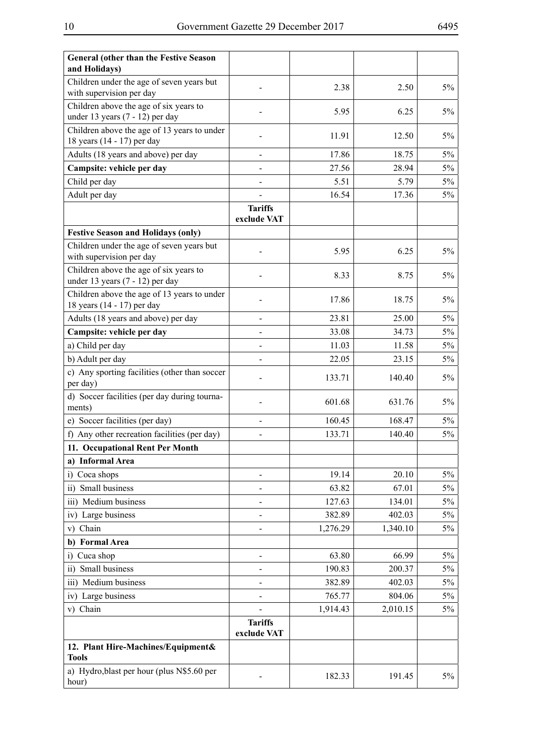| General (other than the Festive Season and Holidays) | | | | |
|---|---|---|---|---|
| Children under the age of seven years but with supervision per day | - | 2.38 | 2.50 | 5% |
| Children above the age of six years to under 13 years (7 - 12) per day | - | 5.95 | 6.25 | 5% |
| Children above the age of 13 years to under 18 years (14 - 17) per day | - | 11.91 | 12.50 | 5% |
| Adults (18 years and above) per day | - | 17.86 | 18.75 | 5% |
| **Campsite: vehicle per day** | - | 27.56 | 28.94 | 5% |
| Child per day | - | 5.51 | 5.79 | 5% |
| Adult per day | - | 16.54 | 17.36 | 5% |
| | **Tariffs exclude VAT** | | | |
| **Festive Season and Holidays (only)** | | | | |
| Children under the age of seven years but with supervision per day | - | 5.95 | 6.25 | 5% |
| Children above the age of six years to under 13 years (7 - 12) per day | - | 8.33 | 8.75 | 5% |
| Children above the age of 13 years to under 18 years (14 - 17) per day | - | 17.86 | 18.75 | 5% |
| Adults (18 years and above) per day | - | 23.81 | 25.00 | 5% |
| **Campsite: vehicle per day** | - | 33.08 | 34.73 | 5% |
| a) Child per day | - | 11.03 | 11.58 | 5% |
| b) Adult per day | - | 22.05 | 23.15 | 5% |
| c) Any sporting facilities (other than soccer per day) | - | 133.71 | 140.40 | 5% |
| d) Soccer facilities (per day during tournaments) | - | 601.68 | 631.76 | 5% |
| e) Soccer facilities (per day) | - | 160.45 | 168.47 | 5% |
| f) Any other recreation facilities (per day) | - | 133.71 | 140.40 | 5% |
| **11. Occupational Rent Per Month** | | | | |
| **a) Informal Area** | | | | |
| i) Coca shops | - | 19.14 | 20.10 | 5% |
| ii) Small business | - | 63.82 | 67.01 | 5% |
| iii) Medium business | - | 127.63 | 134.01 | 5% |
| iv) Large business | - | 382.89 | 402.03 | 5% |
| v) Chain | - | 1,276.29 | 1,340.10 | 5% |
| **b) Formal Area** | | | | |
| i) Cuca shop | - | 63.80 | 66.99 | 5% |
| ii) Small business | - | 190.83 | 200.37 | 5% |
| iii) Medium business | - | 382.89 | 402.03 | 5% |
| iv) Large business | - | 765.77 | 804.06 | 5% |
| v) Chain | - | 1,914.43 | 2,010.15 | 5% |
| | **Tariffs exclude VAT** | | | |
| **12. Plant Hire-Machines/Equipment& Tools** | | | | |
| a) Hydro,blast per hour (plus N$5.60 per hour) | - | 182.33 | 191.45 | 5% |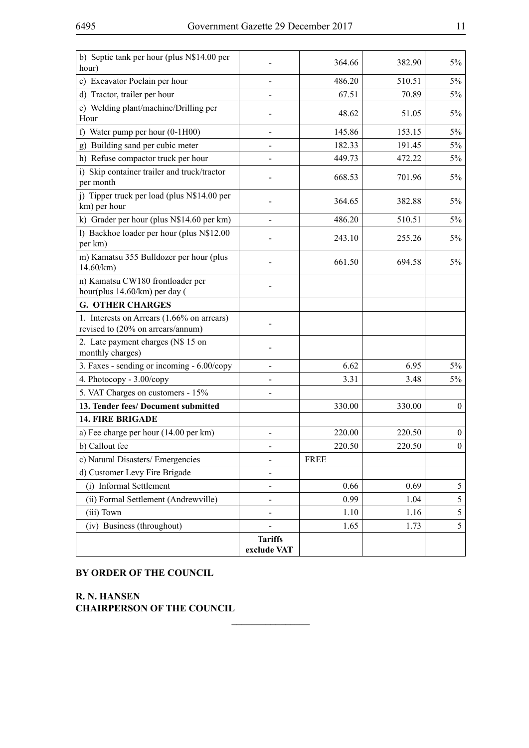| | | | | |
|---|---|---|---|---|
| b) Septic tank per hour (plus N$14.00 per hour) | - | 364.66 | 382.90 | 5% |
| c) Excavator Poclain per hour | - | 486.20 | 510.51 | 5% |
| d) Tractor, trailer per hour | - | 67.51 | 70.89 | 5% |
| e) Welding plant/machine/Drilling per Hour | - | 48.62 | 51.05 | 5% |
| f) Water pump per hour (0-1H00) | - | 145.86 | 153.15 | 5% |
| g) Building sand per cubic meter | - | 182.33 | 191.45 | 5% |
| h) Refuse compactor truck per hour | - | 449.73 | 472.22 | 5% |
| i) Skip container trailer and truck/tractor per month | - | 668.53 | 701.96 | 5% |
| j) Tipper truck per load (plus N$14.00 per km) per hour | - | 364.65 | 382.88 | 5% |
| k) Grader per hour (plus N$14.60 per km) | - | 486.20 | 510.51 | 5% |
| l) Backhoe loader per hour (plus N$12.00 per km) | - | 243.10 | 255.26 | 5% |
| m) Kamatsu 355 Bulldozer per hour (plus 14.60/km) | - | 661.50 | 694.58 | 5% |
| n) Kamatsu CW180 frontloader per hour(plus 14.60/km) per day ( | - | | | |
| **G. OTHER CHARGES** | | | | |
| 1. Interests on Arrears (1.66% on arrears) revised to (20% on arrears/annum) | - | | | |
| 2. Late payment charges (N$ 15 on monthly charges) | - | | | |
| 3. Faxes - sending or incoming - 6.00/copy | - | 6.62 | 6.95 | 5% |
| 4. Photocopy - 3.00/copy | - | 3.31 | 3.48 | 5% |
| 5. VAT Charges on customers - 15% | - | | | |
| **13. Tender fees/ Document submitted** | | 330.00 | 330.00 | 0 |
| **14. FIRE BRIGADE** | | | | |
| a) Fee charge per hour (14.00 per km) | - | 220.00 | 220.50 | 0 |
| b) Callout fee | - | 220.50 | 220.50 | 0 |
| c) Natural Disasters/ Emergencies | - | FREE | | |
| d) Customer Levy Fire Brigade | - | | | |
| (i) Informal Settlement | - | 0.66 | 0.69 | 5 |
| (ii) Formal Settlement (Andrewville) | - | 0.99 | 1.04 | 5 |
| (iii) Town | - | 1.10 | 1.16 | 5 |
| (iv) Business (throughout) | - | 1.65 | 1.73 | 5 |
| | **Tariffs exclude VAT** | | | |

**BY ORDER OF THE COUNCIL**

**R. N. HANSEN**
**CHAIRPERSON OF THE COUNCIL**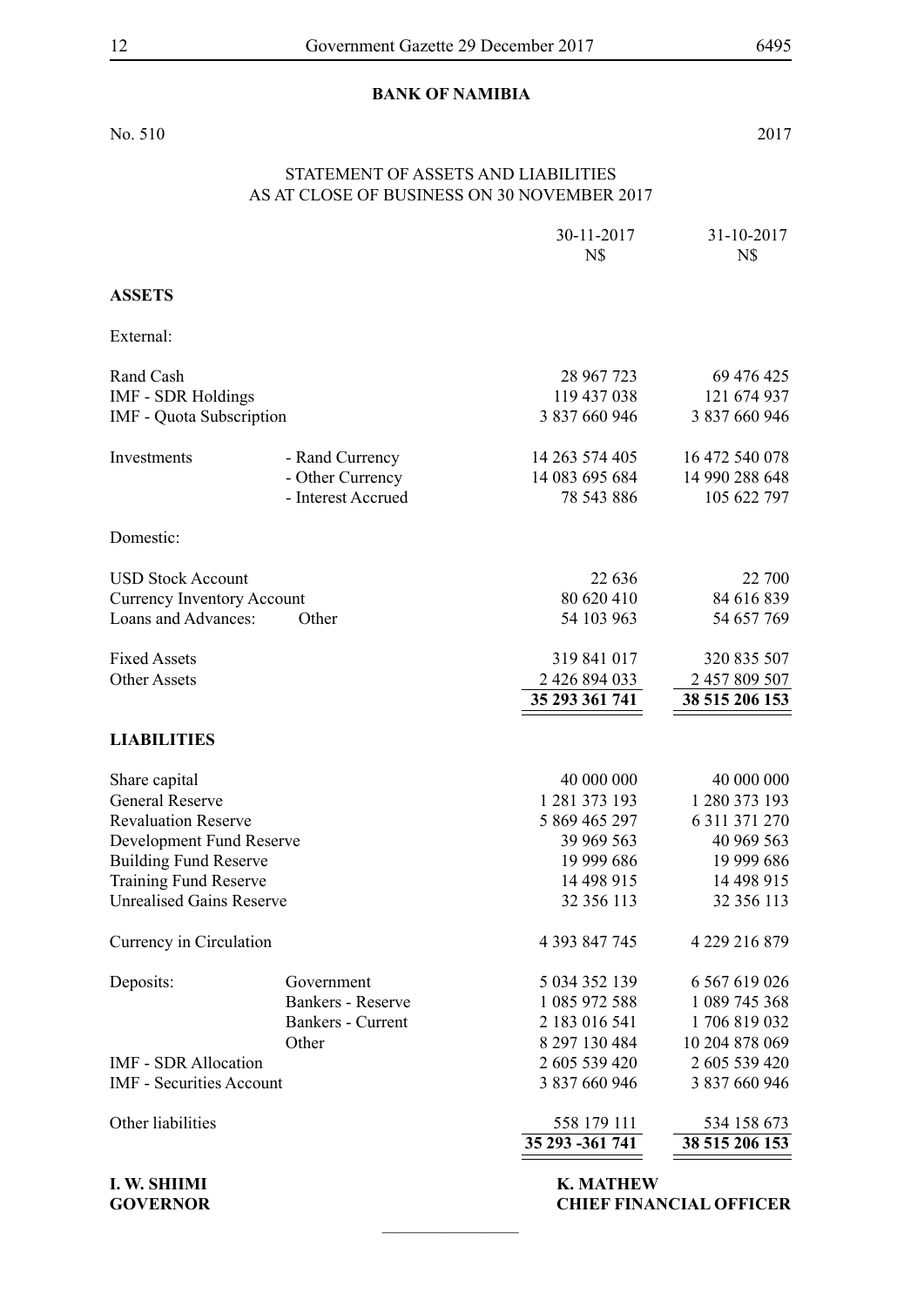## BANK OF NAMIBIA

No. 510 2017

### STATEMENT OF ASSETS AND LIABILITIES AS AT CLOSE OF BUSINESS ON 30 NOVEMBER 2017

| | | 30-11-2017 N$ | 31-10-2017 N$ |
|---|---|---|---|
| **ASSETS** | | | |
| External: | | | |
| Rand Cash | | 28 967 723 | 69 476 425 |
| IMF - SDR Holdings | | 119 437 038 | 121 674 937 |
| IMF - Quota Subscription | | 3 837 660 946 | 3 837 660 946 |
| Investments | - Rand Currency | 14 263 574 405 | 16 472 540 078 |
| | - Other Currency | 14 083 695 684 | 14 990 288 648 |
| | - Interest Accrued | 78 543 886 | 105 622 797 |
| Domestic: | | | |
| USD Stock Account | | 22 636 | 22 700 |
| Currency Inventory Account | | 80 620 410 | 84 616 839 |
| Loans and Advances: | Other | 54 103 963 | 54 657 769 |
| Fixed Assets | | 319 841 017 | 320 835 507 |
| Other Assets | | 2 426 894 033 | 2 457 809 507 |
| | | **35 293 361 741** | **38 515 206 153** |
| **LIABILITIES** | | | |
| Share capital | | 40 000 000 | 40 000 000 |
| General Reserve | | 1 281 373 193 | 1 280 373 193 |
| Revaluation Reserve | | 5 869 465 297 | 6 311 371 270 |
| Development Fund Reserve | | 39 969 563 | 40 969 563 |
| Building Fund Reserve | | 19 999 686 | 19 999 686 |
| Training Fund Reserve | | 14 498 915 | 14 498 915 |
| Unrealised Gains Reserve | | 32 356 113 | 32 356 113 |
| Currency in Circulation | | 4 393 847 745 | 4 229 216 879 |
| Deposits: | Government | 5 034 352 139 | 6 567 619 026 |
| | Bankers - Reserve | 1 085 972 588 | 1 089 745 368 |
| | Bankers - Current | 2 183 016 541 | 1 706 819 032 |
| | Other | 8 297 130 484 | 10 204 878 069 |
| IMF - SDR Allocation | | 2 605 539 420 | 2 605 539 420 |
| IMF - Securities Account | | 3 837 660 946 | 3 837 660 946 |
| Other liabilities | | 558 179 111 | 534 158 673 |
| | | **35 293 -361 741** | **38 515 206 153** |

**I. W. SHIIMI**
**GOVERNOR**

**K. MATHEW**
**CHIEF FINANCIAL OFFICER**